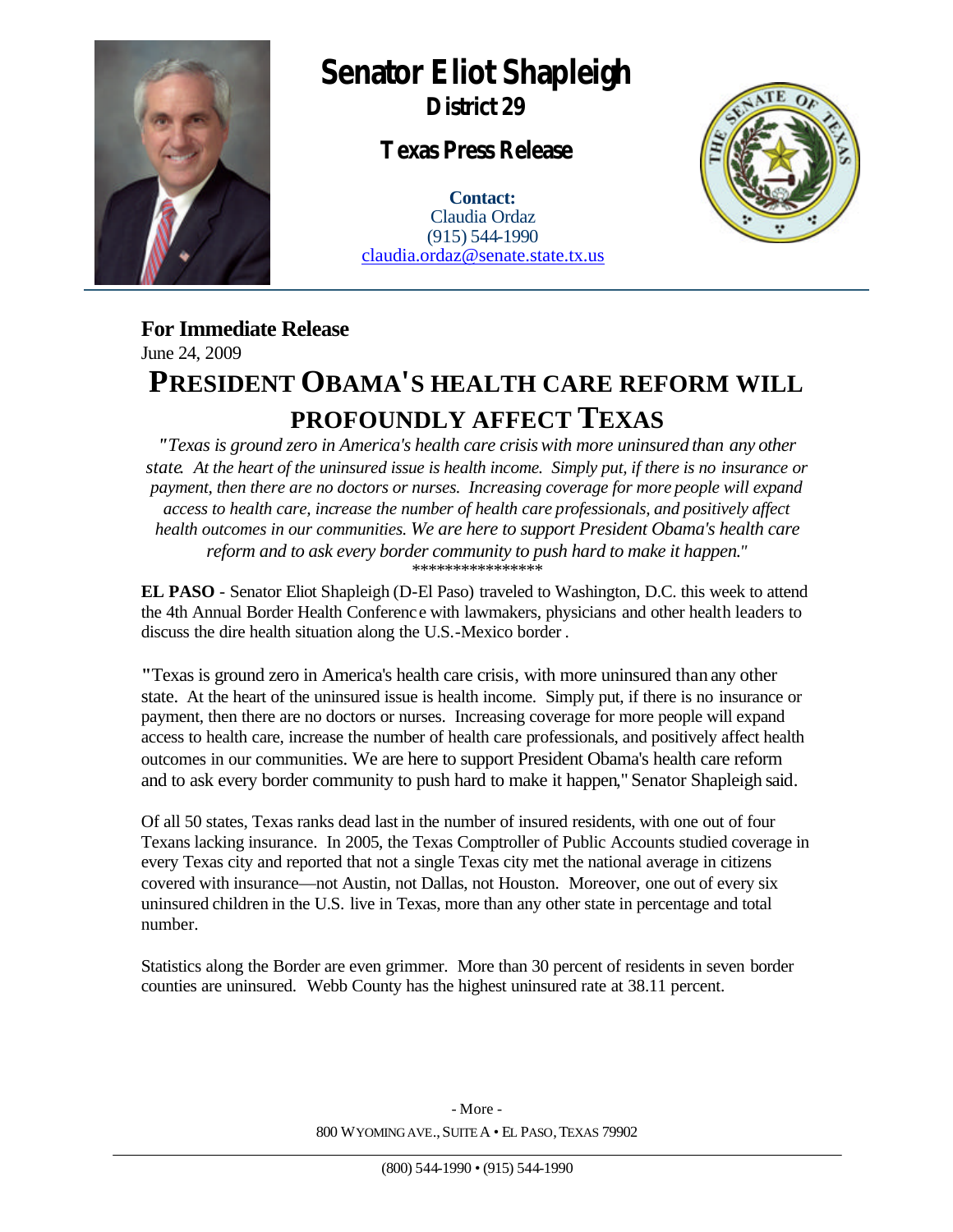# Senator Eliot Shapleigh

## District 29

## Texas Press Release

**Contact:**
Claudia Ordaz
(915) 544-1990
claudia.ordaz@senate.state.tx.us

---

**For Immediate Release**

June 24, 2009

# PRESIDENT OBAMA'S HEALTH CARE REFORM WILL PROFOUNDLY AFFECT TEXAS

*"Texas is ground zero in America's health care crisis with more uninsured than any other state. At the heart of the uninsured issue is health income. Simply put, if there is no insurance or payment, then there are no doctors or nurses. Increasing coverage for more people will expand access to health care, increase the number of health care professionals, and positively affect health outcomes in our communities. We are here to support President Obama's health care reform and to ask every border community to push hard to make it happen."*

\*\*\*\*\*\*\*\*\*\*\*\*\*\*\*\*

**EL PASO** - Senator Eliot Shapleigh (D-El Paso) traveled to Washington, D.C. this week to attend the 4th Annual Border Health Conference with lawmakers, physicians and other health leaders to discuss the dire health situation along the U.S.-Mexico border.

"Texas is ground zero in America's health care crisis, with more uninsured than any other state. At the heart of the uninsured issue is health income. Simply put, if there is no insurance or payment, then there are no doctors or nurses. Increasing coverage for more people will expand access to health care, increase the number of health care professionals, and positively affect health outcomes in our communities. We are here to support President Obama's health care reform and to ask every border community to push hard to make it happen," Senator Shapleigh said.

Of all 50 states, Texas ranks dead last in the number of insured residents, with one out of four Texans lacking insurance. In 2005, the Texas Comptroller of Public Accounts studied coverage in every Texas city and reported that not a single Texas city met the national average in citizens covered with insurance—not Austin, not Dallas, not Houston. Moreover, one out of every six uninsured children in the U.S. live in Texas, more than any other state in percentage and total number.

Statistics along the Border are even grimmer. More than 30 percent of residents in seven border counties are uninsured. Webb County has the highest uninsured rate at 38.11 percent.

- More -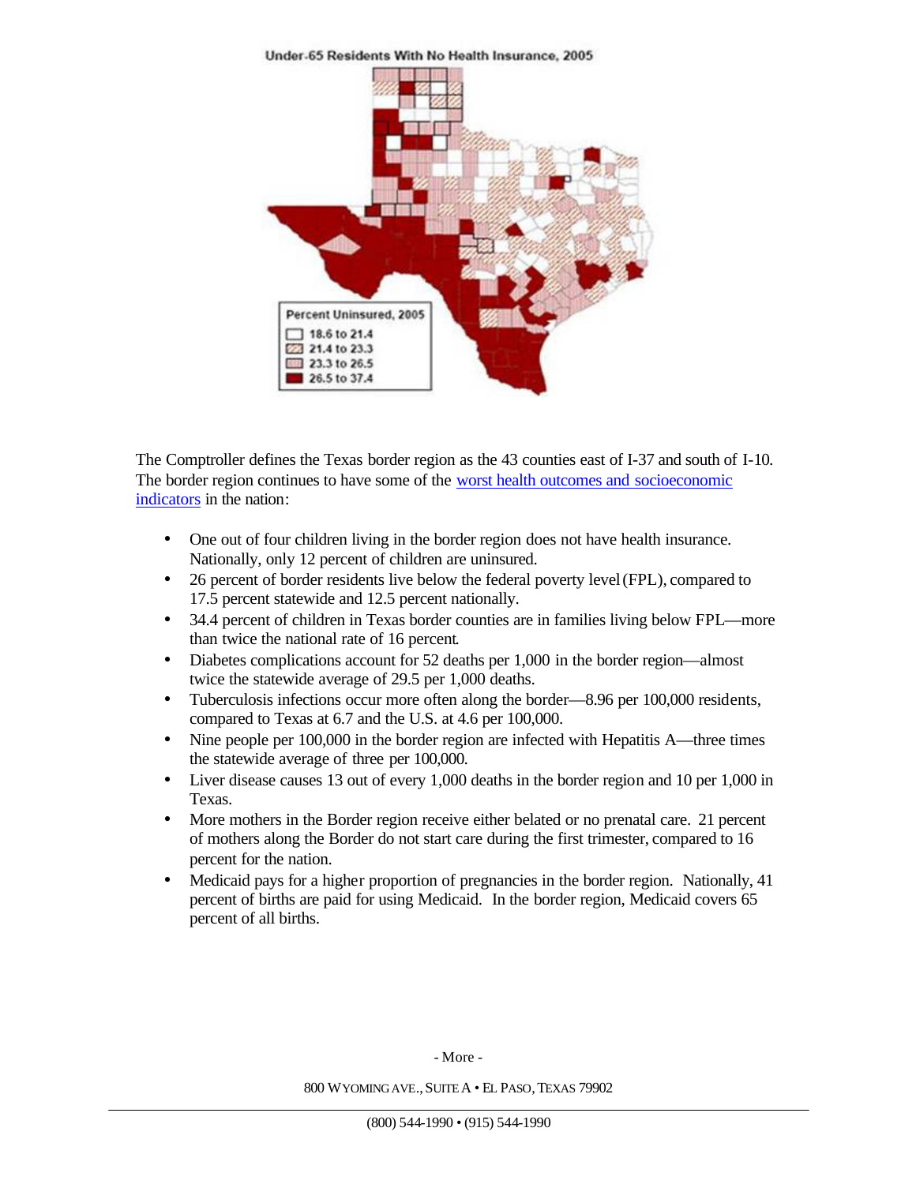Under-65 Residents With No Health Insurance, 2005

Percent Uninsured, 2005
- 18.6 to 21.4
- 21.4 to 23.3
- 23.3 to 26.5
- 26.5 to 37.4

The Comptroller defines the Texas border region as the 43 counties east of I-37 and south of I-10. The border region continues to have some of the worst health outcomes and socioeconomic indicators in the nation:

- One out of four children living in the border region does not have health insurance. Nationally, only 12 percent of children are uninsured.
- 26 percent of border residents live below the federal poverty level (FPL), compared to 17.5 percent statewide and 12.5 percent nationally.
- 34.4 percent of children in Texas border counties are in families living below FPL—more than twice the national rate of 16 percent.
- Diabetes complications account for 52 deaths per 1,000 in the border region—almost twice the statewide average of 29.5 per 1,000 deaths.
- Tuberculosis infections occur more often along the border—8.96 per 100,000 residents, compared to Texas at 6.7 and the U.S. at 4.6 per 100,000.
- Nine people per 100,000 in the border region are infected with Hepatitis A—three times the statewide average of three per 100,000.
- Liver disease causes 13 out of every 1,000 deaths in the border region and 10 per 1,000 in Texas.
- More mothers in the Border region receive either belated or no prenatal care. 21 percent of mothers along the Border do not start care during the first trimester, compared to 16 percent for the nation.
- Medicaid pays for a higher proportion of pregnancies in the border region. Nationally, 41 percent of births are paid for using Medicaid. In the border region, Medicaid covers 65 percent of all births.

- More -

800 Wyoming Ave., Suite A • El Paso, Texas 79902

(800) 544-1990 • (915) 544-1990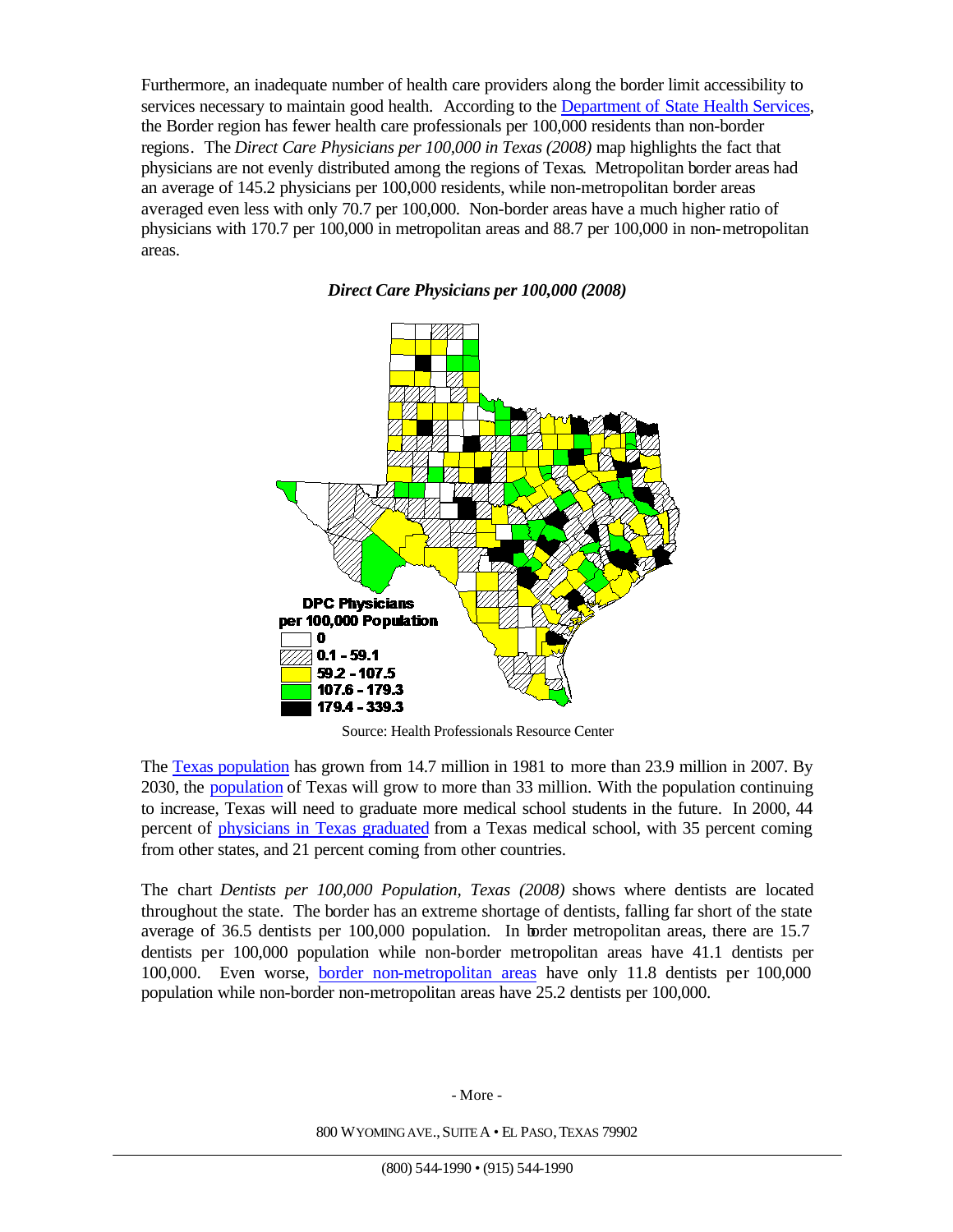Furthermore, an inadequate number of health care providers along the border limit accessibility to services necessary to maintain good health. According to the Department of State Health Services, the Border region has fewer health care professionals per 100,000 residents than non-border regions. The *Direct Care Physicians per 100,000 in Texas (2008)* map highlights the fact that physicians are not evenly distributed among the regions of Texas. Metropolitan border areas had an average of 145.2 physicians per 100,000 residents, while non-metropolitan border areas averaged even less with only 70.7 per 100,000. Non-border areas have a much higher ratio of physicians with 170.7 per 100,000 in metropolitan areas and 88.7 per 100,000 in non-metropolitan areas.

***Direct Care Physicians per 100,000 (2008)***

**DPC Physicians per 100,000 Population**

- 0
- 0.1 - 59.1
- 59.2 - 107.5
- 107.6 - 179.3
- 179.4 - 339.3

Source: Health Professionals Resource Center

The Texas population has grown from 14.7 million in 1981 to more than 23.9 million in 2007. By 2030, the population of Texas will grow to more than 33 million. With the population continuing to increase, Texas will need to graduate more medical school students in the future. In 2000, 44 percent of physicians in Texas graduated from a Texas medical school, with 35 percent coming from other states, and 21 percent coming from other countries.

The chart *Dentists per 100,000 Population, Texas (2008)* shows where dentists are located throughout the state. The border has an extreme shortage of dentists, falling far short of the state average of 36.5 dentists per 100,000 population. In border metropolitan areas, there are 15.7 dentists per 100,000 population while non-border metropolitan areas have 41.1 dentists per 100,000. Even worse, border non-metropolitan areas have only 11.8 dentists per 100,000 population while non-border non-metropolitan areas have 25.2 dentists per 100,000.

- More -

800 WYOMING AVE., SUITE A • EL PASO, TEXAS 79902

(800) 544-1990 • (915) 544-1990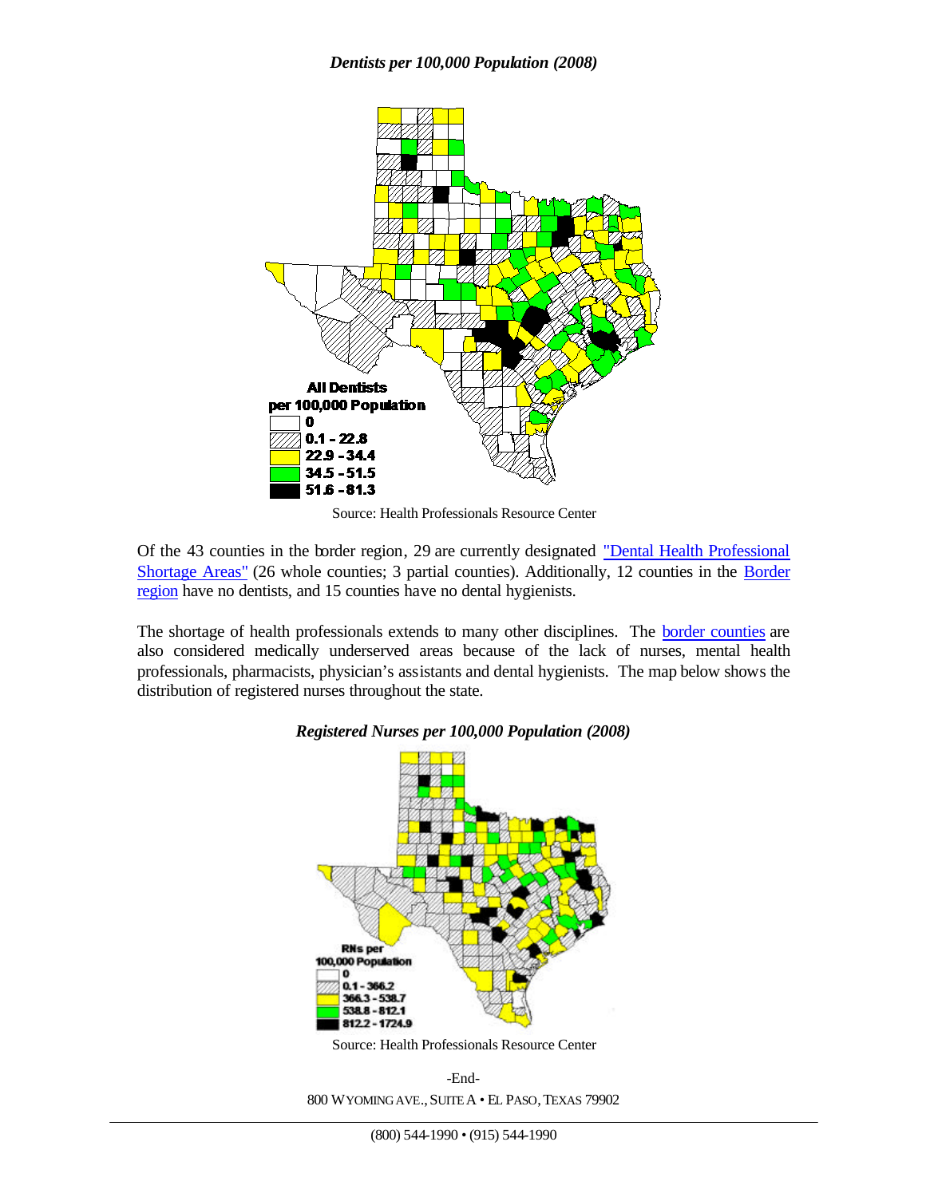*Dentists per 100,000 Population (2008)*

All Dentists
per 100,000 Population
0
0.1 - 22.8
22.9 - 34.4
34.5 - 51.5
51.6 - 81.3

Source: Health Professionals Resource Center

Of the 43 counties in the border region, 29 are currently designated "Dental Health Professional Shortage Areas" (26 whole counties; 3 partial counties). Additionally, 12 counties in the Border region have no dentists, and 15 counties have no dental hygienists.

The shortage of health professionals extends to many other disciplines. The border counties are also considered medically underserved areas because of the lack of nurses, mental health professionals, pharmacists, physician's assistants and dental hygienists. The map below shows the distribution of registered nurses throughout the state.

*Registered Nurses per 100,000 Population (2008)*

RNs per
100,000 Population
0
0.1 - 366.2
366.3 - 538.7
538.8 - 812.1
812.2 - 1724.9

Source: Health Professionals Resource Center

-End-

800 WYOMING AVE., SUITE A • EL PASO, TEXAS 79902

(800) 544-1990 • (915) 544-1990